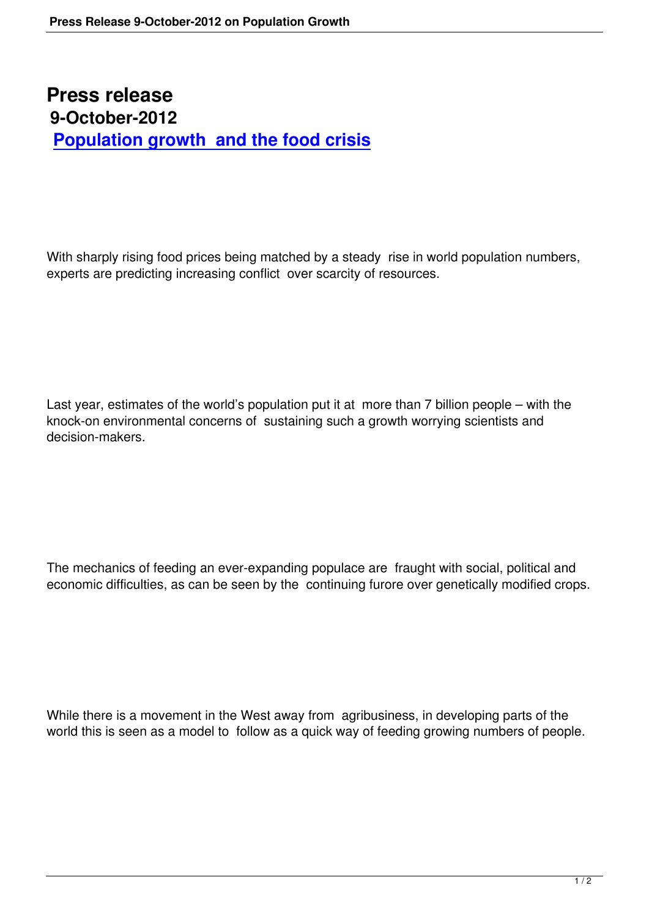# Press release

## 9-October-2012

## [Population growth and the food crisis]

With sharply rising food prices being matched by a steady rise in world population numbers, experts are predicting increasing conflict over scarcity of resources.

Last year, estimates of the world's population put it at more than 7 billion people – with the knock-on environmental concerns of sustaining such a growth worrying scientists and decision-makers.

The mechanics of feeding an ever-expanding populace are fraught with social, political and economic difficulties, as can be seen by the continuing furore over genetically modified crops.

While there is a movement in the West away from agribusiness, in developing parts of the world this is seen as a model to follow as a quick way of feeding growing numbers of people.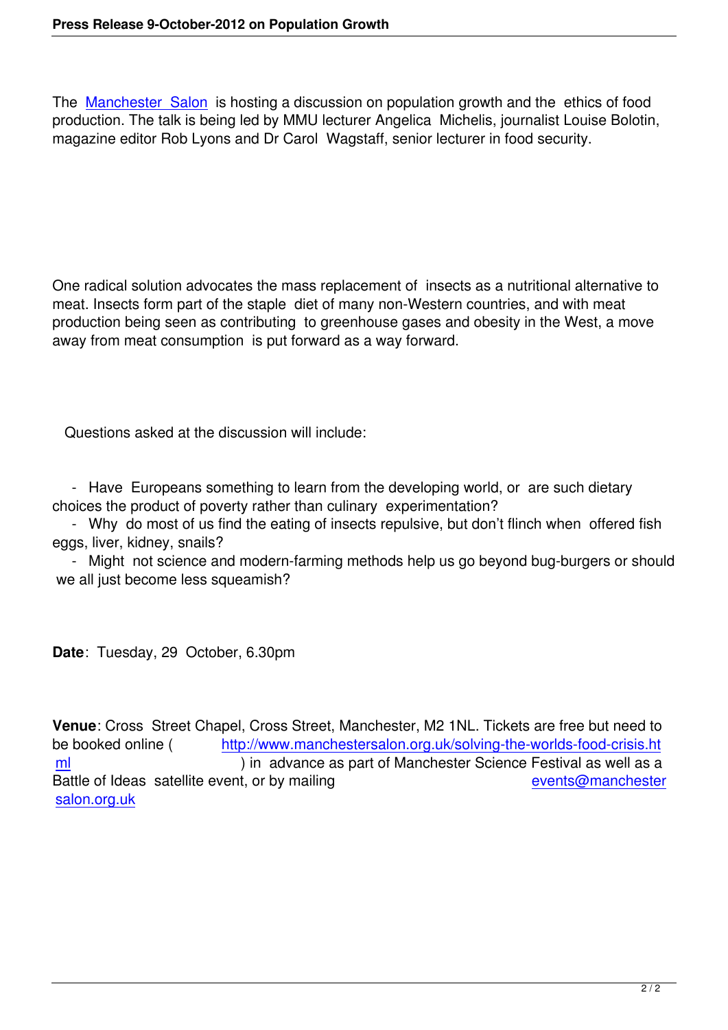The Manchester Salon is hosting a discussion on population growth and the ethics of food production. The talk is being led by MMU lecturer Angelica Michelis, journalist Louise Bolotin, magazine editor Rob Lyons and Dr Carol Wagstaff, senior lecturer in food security.

One radical solution advocates the mass replacement of insects as a nutritional alternative to meat. Insects form part of the staple diet of many non-Western countries, and with meat production being seen as contributing to greenhouse gases and obesity in the West, a move away from meat consumption is put forward as a way forward.

Questions asked at the discussion will include:

- Have Europeans something to learn from the developing world, or are such dietary choices the product of poverty rather than culinary experimentation?
- Why do most of us find the eating of insects repulsive, but don't flinch when offered fish eggs, liver, kidney, snails?
- Might not science and modern-farming methods help us go beyond bug-burgers or should we all just become less squeamish?

**Date**: Tuesday, 29 October, 6.30pm

**Venue**: Cross Street Chapel, Cross Street, Manchester, M2 1NL. Tickets are free but need to be booked online ( http://www.manchestersalon.org.uk/solving-the-worlds-food-crisis.html ) in advance as part of Manchester Science Festival as well as a Battle of Ideas satellite event, or by mailing events@manchestersalon.org.uk